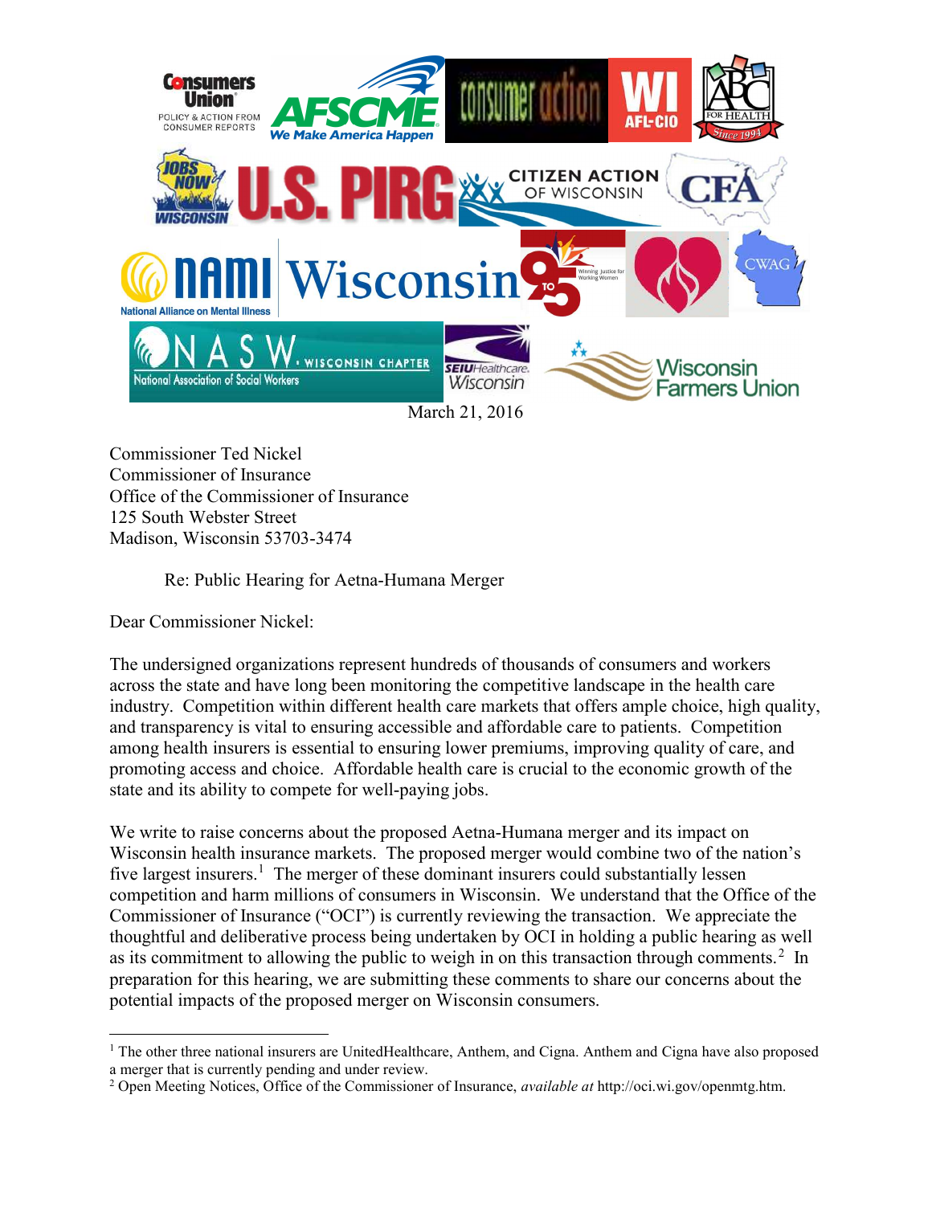March 21, 2016

Commissioner Ted Nickel
Commissioner of Insurance
Office of the Commissioner of Insurance
125 South Webster Street
Madison, Wisconsin 53703-3474

Re: Public Hearing for Aetna-Humana Merger

Dear Commissioner Nickel:

The undersigned organizations represent hundreds of thousands of consumers and workers across the state and have long been monitoring the competitive landscape in the health care industry. Competition within different health care markets that offers ample choice, high quality, and transparency is vital to ensuring accessible and affordable care to patients. Competition among health insurers is essential to ensuring lower premiums, improving quality of care, and promoting access and choice. Affordable health care is crucial to the economic growth of the state and its ability to compete for well-paying jobs.

We write to raise concerns about the proposed Aetna-Humana merger and its impact on Wisconsin health insurance markets. The proposed merger would combine two of the nation's five largest insurers.[1] The merger of these dominant insurers could substantially lessen competition and harm millions of consumers in Wisconsin. We understand that the Office of the Commissioner of Insurance ("OCI") is currently reviewing the transaction. We appreciate the thoughtful and deliberative process being undertaken by OCI in holding a public hearing as well as its commitment to allowing the public to weigh in on this transaction through comments.[2] In preparation for this hearing, we are submitting these comments to share our concerns about the potential impacts of the proposed merger on Wisconsin consumers.

---

[1] The other three national insurers are UnitedHealthcare, Anthem, and Cigna. Anthem and Cigna have also proposed a merger that is currently pending and under review.

[2] Open Meeting Notices, Office of the Commissioner of Insurance, *available at* http://oci.wi.gov/openmtg.htm.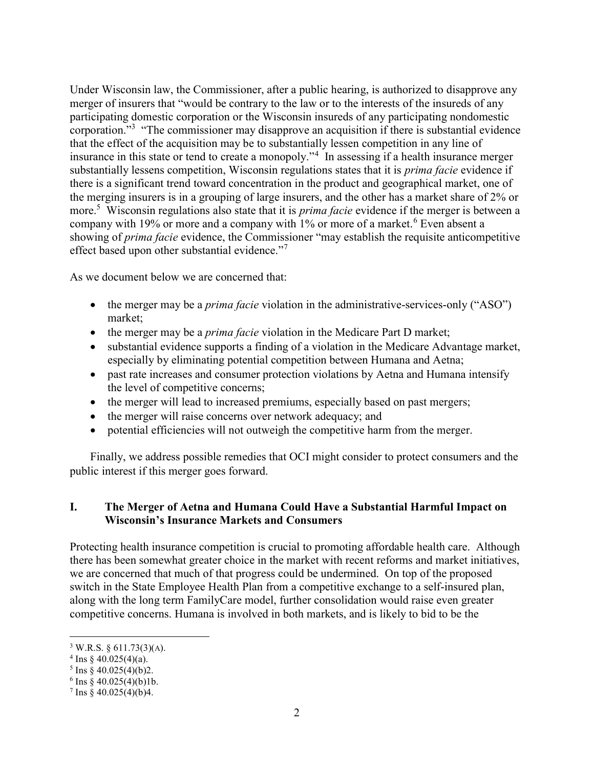Under Wisconsin law, the Commissioner, after a public hearing, is authorized to disapprove any merger of insurers that "would be contrary to the law or to the interests of the insureds of any participating domestic corporation or the Wisconsin insureds of any participating nondomestic corporation."[3] "The commissioner may disapprove an acquisition if there is substantial evidence that the effect of the acquisition may be to substantially lessen competition in any line of insurance in this state or tend to create a monopoly."[4] In assessing if a health insurance merger substantially lessens competition, Wisconsin regulations states that it is *prima facie* evidence if there is a significant trend toward concentration in the product and geographical market, one of the merging insurers is in a grouping of large insurers, and the other has a market share of 2% or more.[5] Wisconsin regulations also state that it is *prima facie* evidence if the merger is between a company with 19% or more and a company with 1% or more of a market.[6] Even absent a showing of *prima facie* evidence, the Commissioner "may establish the requisite anticompetitive effect based upon other substantial evidence."[7]

As we document below we are concerned that:

- the merger may be a *prima facie* violation in the administrative-services-only ("ASO") market;
- the merger may be a *prima facie* violation in the Medicare Part D market;
- substantial evidence supports a finding of a violation in the Medicare Advantage market, especially by eliminating potential competition between Humana and Aetna;
- past rate increases and consumer protection violations by Aetna and Humana intensify the level of competitive concerns;
- the merger will lead to increased premiums, especially based on past mergers;
- the merger will raise concerns over network adequacy; and
- potential efficiencies will not outweigh the competitive harm from the merger.

Finally, we address possible remedies that OCI might consider to protect consumers and the public interest if this merger goes forward.

## I. The Merger of Aetna and Humana Could Have a Substantial Harmful Impact on Wisconsin's Insurance Markets and Consumers

Protecting health insurance competition is crucial to promoting affordable health care. Although there has been somewhat greater choice in the market with recent reforms and market initiatives, we are concerned that much of that progress could be undermined. On top of the proposed switch in the State Employee Health Plan from a competitive exchange to a self-insured plan, along with the long term FamilyCare model, further consolidation would raise even greater competitive concerns. Humana is involved in both markets, and is likely to bid to be the

---

[3] W.R.S. § 611.73(3)(A).

[4] Ins § 40.025(4)(a).

[5] Ins § 40.025(4)(b)2.

[6] Ins § 40.025(4)(b)1b.

[7] Ins § 40.025(4)(b)4.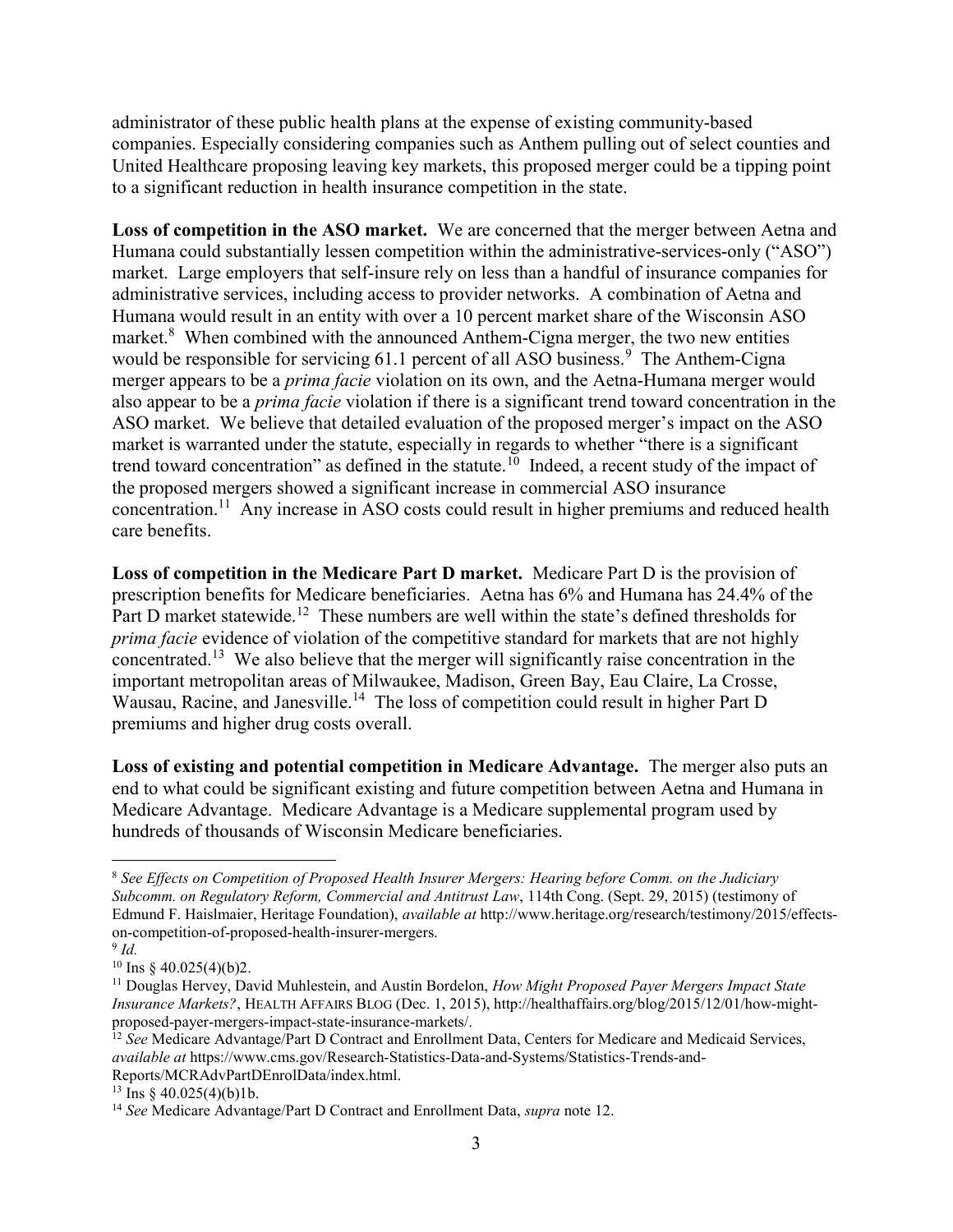administrator of these public health plans at the expense of existing community-based companies. Especially considering companies such as Anthem pulling out of select counties and United Healthcare proposing leaving key markets, this proposed merger could be a tipping point to a significant reduction in health insurance competition in the state.

**Loss of competition in the ASO market.** We are concerned that the merger between Aetna and Humana could substantially lessen competition within the administrative-services-only ("ASO") market. Large employers that self-insure rely on less than a handful of insurance companies for administrative services, including access to provider networks. A combination of Aetna and Humana would result in an entity with over a 10 percent market share of the Wisconsin ASO market.[8] When combined with the announced Anthem-Cigna merger, the two new entities would be responsible for servicing 61.1 percent of all ASO business.[9] The Anthem-Cigna merger appears to be a *prima facie* violation on its own, and the Aetna-Humana merger would also appear to be a *prima facie* violation if there is a significant trend toward concentration in the ASO market. We believe that detailed evaluation of the proposed merger's impact on the ASO market is warranted under the statute, especially in regards to whether "there is a significant trend toward concentration" as defined in the statute.[10] Indeed, a recent study of the impact of the proposed mergers showed a significant increase in commercial ASO insurance concentration.[11] Any increase in ASO costs could result in higher premiums and reduced health care benefits.

**Loss of competition in the Medicare Part D market.** Medicare Part D is the provision of prescription benefits for Medicare beneficiaries. Aetna has 6% and Humana has 24.4% of the Part D market statewide.[12] These numbers are well within the state's defined thresholds for *prima facie* evidence of violation of the competitive standard for markets that are not highly concentrated.[13] We also believe that the merger will significantly raise concentration in the important metropolitan areas of Milwaukee, Madison, Green Bay, Eau Claire, La Crosse, Wausau, Racine, and Janesville.[14] The loss of competition could result in higher Part D premiums and higher drug costs overall.

**Loss of existing and potential competition in Medicare Advantage.** The merger also puts an end to what could be significant existing and future competition between Aetna and Humana in Medicare Advantage. Medicare Advantage is a Medicare supplemental program used by hundreds of thousands of Wisconsin Medicare beneficiaries.

---

[8] *See Effects on Competition of Proposed Health Insurer Mergers: Hearing before Comm. on the Judiciary Subcomm. on Regulatory Reform, Commercial and Antitrust Law*, 114th Cong. (Sept. 29, 2015) (testimony of Edmund F. Haislmaier, Heritage Foundation), *available at* http://www.heritage.org/research/testimony/2015/effects-on-competition-of-proposed-health-insurer-mergers.

[9] *Id.*

[10] Ins § 40.025(4)(b)2.

[11] Douglas Hervey, David Muhlestein, and Austin Bordelon, *How Might Proposed Payer Mergers Impact State Insurance Markets?*, HEALTH AFFAIRS BLOG (Dec. 1, 2015), http://healthaffairs.org/blog/2015/12/01/how-might-proposed-payer-mergers-impact-state-insurance-markets/.

[12] *See* Medicare Advantage/Part D Contract and Enrollment Data, Centers for Medicare and Medicaid Services, *available at* https://www.cms.gov/Research-Statistics-Data-and-Systems/Statistics-Trends-and-Reports/MCRAdvPartDEnrolData/index.html.

[13] Ins § 40.025(4)(b)1b.

[14] *See* Medicare Advantage/Part D Contract and Enrollment Data, *supra* note 12.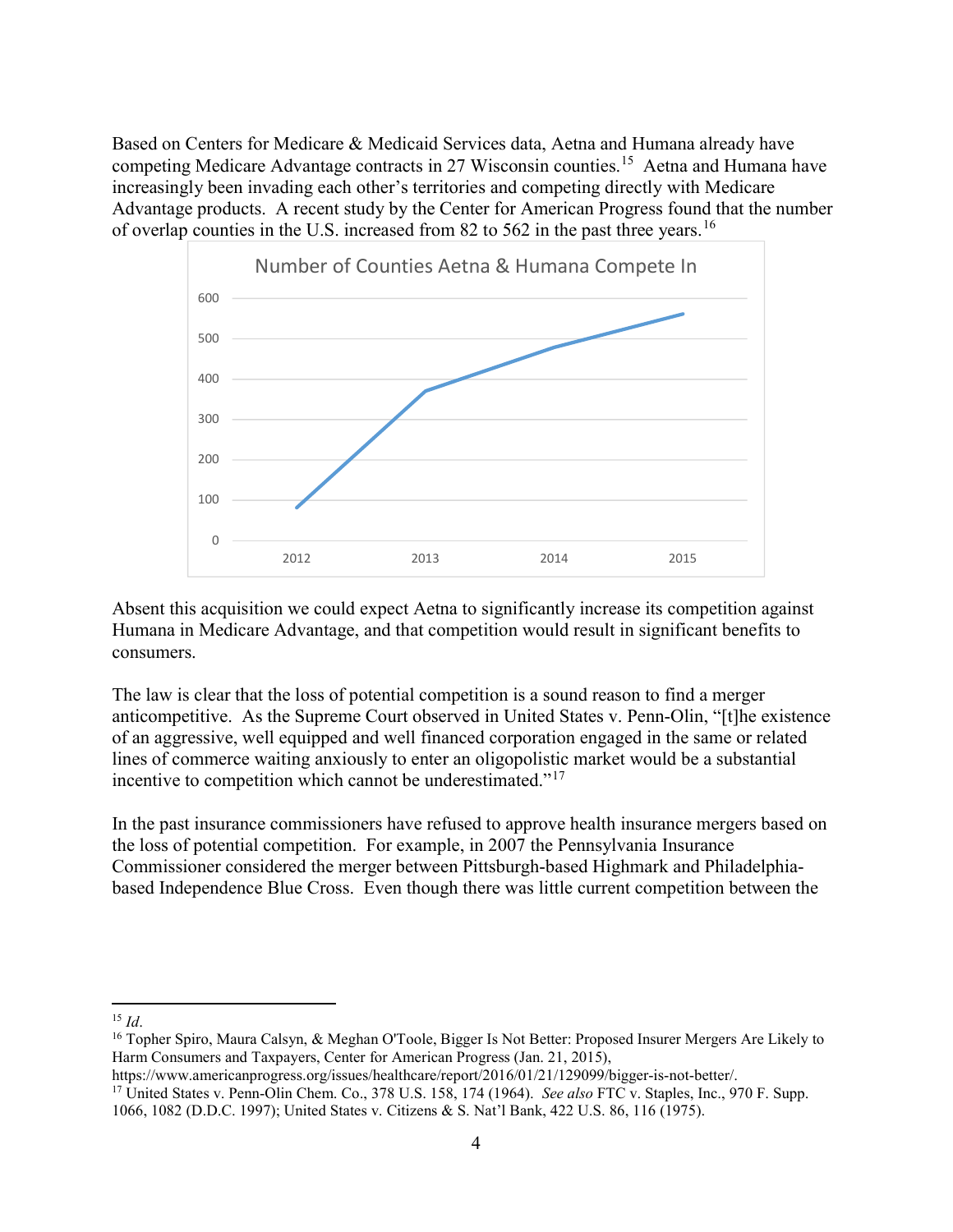Based on Centers for Medicare & Medicaid Services data, Aetna and Humana already have competing Medicare Advantage contracts in 27 Wisconsin counties.[15] Aetna and Humana have increasingly been invading each other's territories and competing directly with Medicare Advantage products. A recent study by the Center for American Progress found that the number of overlap counties in the U.S. increased from 82 to 562 in the past three years.[16]

Number of Counties Aetna & Humana Compete In

Absent this acquisition we could expect Aetna to significantly increase its competition against Humana in Medicare Advantage, and that competition would result in significant benefits to consumers.

The law is clear that the loss of potential competition is a sound reason to find a merger anticompetitive. As the Supreme Court observed in United States v. Penn-Olin, "[t]he existence of an aggressive, well equipped and well financed corporation engaged in the same or related lines of commerce waiting anxiously to enter an oligopolistic market would be a substantial incentive to competition which cannot be underestimated."[17]

In the past insurance commissioners have refused to approve health insurance mergers based on the loss of potential competition. For example, in 2007 the Pennsylvania Insurance Commissioner considered the merger between Pittsburgh-based Highmark and Philadelphia-based Independence Blue Cross. Even though there was little current competition between the

---

[15] *Id*.

[16] Topher Spiro, Maura Calsyn, & Meghan O'Toole, Bigger Is Not Better: Proposed Insurer Mergers Are Likely to Harm Consumers and Taxpayers, Center for American Progress (Jan. 21, 2015), https://www.americanprogress.org/issues/healthcare/report/2016/01/21/129099/bigger-is-not-better/.

[17] United States v. Penn-Olin Chem. Co., 378 U.S. 158, 174 (1964). *See also* FTC v. Staples, Inc., 970 F. Supp. 1066, 1082 (D.D.C. 1997); United States v. Citizens & S. Nat'l Bank, 422 U.S. 86, 116 (1975).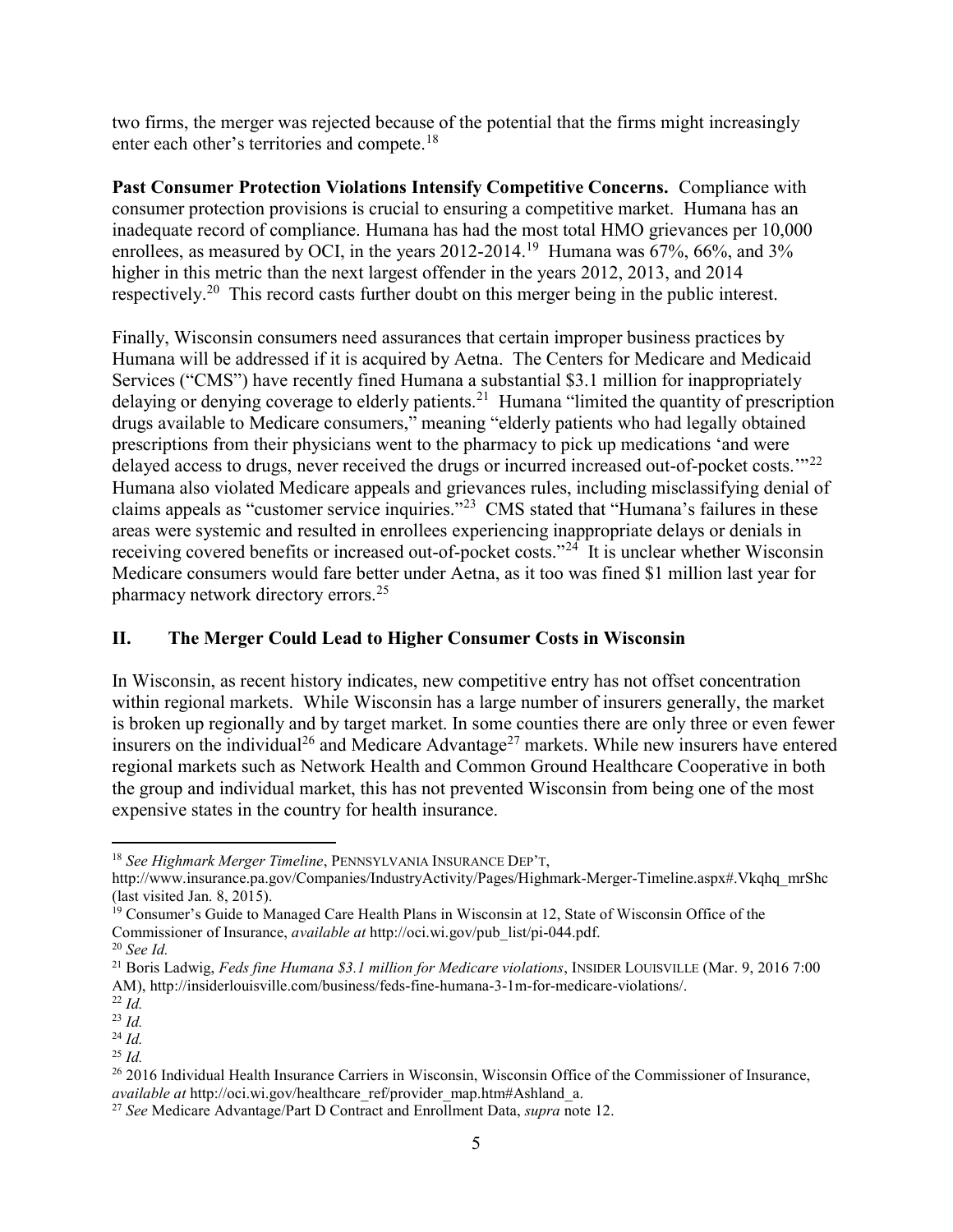two firms, the merger was rejected because of the potential that the firms might increasingly enter each other's territories and compete.[18]

**Past Consumer Protection Violations Intensify Competitive Concerns.** Compliance with consumer protection provisions is crucial to ensuring a competitive market. Humana has an inadequate record of compliance. Humana has had the most total HMO grievances per 10,000 enrollees, as measured by OCI, in the years 2012-2014.[19] Humana was 67%, 66%, and 3% higher in this metric than the next largest offender in the years 2012, 2013, and 2014 respectively.[20] This record casts further doubt on this merger being in the public interest.

Finally, Wisconsin consumers need assurances that certain improper business practices by Humana will be addressed if it is acquired by Aetna. The Centers for Medicare and Medicaid Services ("CMS") have recently fined Humana a substantial $3.1 million for inappropriately delaying or denying coverage to elderly patients.[21] Humana "limited the quantity of prescription drugs available to Medicare consumers," meaning "elderly patients who had legally obtained prescriptions from their physicians went to the pharmacy to pick up medications 'and were delayed access to drugs, never received the drugs or incurred increased out-of-pocket costs.'"[22] Humana also violated Medicare appeals and grievances rules, including misclassifying denial of claims appeals as "customer service inquiries."[23] CMS stated that "Humana's failures in these areas were systemic and resulted in enrollees experiencing inappropriate delays or denials in receiving covered benefits or increased out-of-pocket costs."[24] It is unclear whether Wisconsin Medicare consumers would fare better under Aetna, as it too was fined $1 million last year for pharmacy network directory errors.[25]

## II. The Merger Could Lead to Higher Consumer Costs in Wisconsin

In Wisconsin, as recent history indicates, new competitive entry has not offset concentration within regional markets. While Wisconsin has a large number of insurers generally, the market is broken up regionally and by target market. In some counties there are only three or even fewer insurers on the individual[26] and Medicare Advantage[27] markets. While new insurers have entered regional markets such as Network Health and Common Ground Healthcare Cooperative in both the group and individual market, this has not prevented Wisconsin from being one of the most expensive states in the country for health insurance.

---

[18] *See Highmark Merger Timeline*, PENNSYLVANIA INSURANCE DEP'T, http://www.insurance.pa.gov/Companies/IndustryActivity/Pages/Highmark-Merger-Timeline.aspx#.Vkqhq_mrShc (last visited Jan. 8, 2015).

[19] Consumer's Guide to Managed Care Health Plans in Wisconsin at 12, State of Wisconsin Office of the Commissioner of Insurance, *available at* http://oci.wi.gov/pub_list/pi-044.pdf.

[20] *See Id.*

[21] Boris Ladwig, *Feds fine Humana $3.1 million for Medicare violations*, INSIDER LOUISVILLE (Mar. 9, 2016 7:00 AM), http://insiderlouisville.com/business/feds-fine-humana-3-1m-for-medicare-violations/.

[22] *Id.*

[23] *Id.*

[24] *Id.*

[25] *Id.*

[26] 2016 Individual Health Insurance Carriers in Wisconsin, Wisconsin Office of the Commissioner of Insurance, *available at* http://oci.wi.gov/healthcare_ref/provider_map.htm#Ashland_a.

[27] *See* Medicare Advantage/Part D Contract and Enrollment Data, *supra* note 12.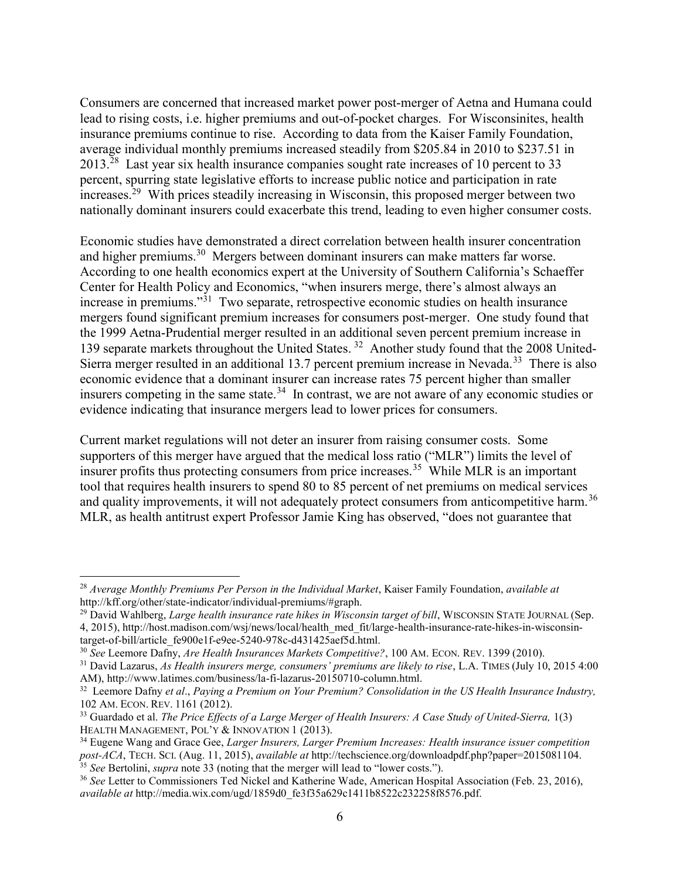Consumers are concerned that increased market power post-merger of Aetna and Humana could lead to rising costs, i.e. higher premiums and out-of-pocket charges. For Wisconsinites, health insurance premiums continue to rise. According to data from the Kaiser Family Foundation, average individual monthly premiums increased steadily from $205.84 in 2010 to $237.51 in 2013.[28] Last year six health insurance companies sought rate increases of 10 percent to 33 percent, spurring state legislative efforts to increase public notice and participation in rate increases.[29] With prices steadily increasing in Wisconsin, this proposed merger between two nationally dominant insurers could exacerbate this trend, leading to even higher consumer costs.

Economic studies have demonstrated a direct correlation between health insurer concentration and higher premiums.[30] Mergers between dominant insurers can make matters far worse. According to one health economics expert at the University of Southern California's Schaeffer Center for Health Policy and Economics, "when insurers merge, there's almost always an increase in premiums."[31] Two separate, retrospective economic studies on health insurance mergers found significant premium increases for consumers post-merger. One study found that the 1999 Aetna-Prudential merger resulted in an additional seven percent premium increase in 139 separate markets throughout the United States.[32] Another study found that the 2008 United-Sierra merger resulted in an additional 13.7 percent premium increase in Nevada.[33] There is also economic evidence that a dominant insurer can increase rates 75 percent higher than smaller insurers competing in the same state.[34] In contrast, we are not aware of any economic studies or evidence indicating that insurance mergers lead to lower prices for consumers.

Current market regulations will not deter an insurer from raising consumer costs. Some supporters of this merger have argued that the medical loss ratio ("MLR") limits the level of insurer profits thus protecting consumers from price increases.[35] While MLR is an important tool that requires health insurers to spend 80 to 85 percent of net premiums on medical services and quality improvements, it will not adequately protect consumers from anticompetitive harm.[36] MLR, as health antitrust expert Professor Jamie King has observed, "does not guarantee that

---

[28] *Average Monthly Premiums Per Person in the Individual Market*, Kaiser Family Foundation, *available at* http://kff.org/other/state-indicator/individual-premiums/#graph.

[29] David Wahlberg, *Large health insurance rate hikes in Wisconsin target of bill*, WISCONSIN STATE JOURNAL (Sep. 4, 2015), http://host.madison.com/wsj/news/local/health_med_fit/large-health-insurance-rate-hikes-in-wisconsin-target-of-bill/article_fe900e1f-e9ee-5240-978c-d431425aef5d.html.

[30] *See* Leemore Dafny, *Are Health Insurances Markets Competitive?*, 100 AM. ECON. REV. 1399 (2010).

[31] David Lazarus, *As Health insurers merge, consumers' premiums are likely to rise*, L.A. TIMES (July 10, 2015 4:00 AM), http://www.latimes.com/business/la-fi-lazarus-20150710-column.html.

[32] Leemore Dafny *et al*., *Paying a Premium on Your Premium? Consolidation in the US Health Insurance Industry,* 102 AM. ECON. REV. 1161 (2012).

[33] Guardado et al. *The Price Effects of a Large Merger of Health Insurers: A Case Study of United-Sierra,* 1(3) HEALTH MANAGEMENT, POL'Y & INNOVATION 1 (2013).

[34] Eugene Wang and Grace Gee, *Larger Insurers, Larger Premium Increases: Health insurance issuer competition post-ACA*, TECH. SCI. (Aug. 11, 2015), *available at* http://techscience.org/downloadpdf.php?paper=2015081104.

[35] *See* Bertolini, *supra* note 33 (noting that the merger will lead to "lower costs.").

[36] *See* Letter to Commissioners Ted Nickel and Katherine Wade, American Hospital Association (Feb. 23, 2016), *available at* http://media.wix.com/ugd/1859d0_fe3f35a629c1411b8522c232258f8576.pdf.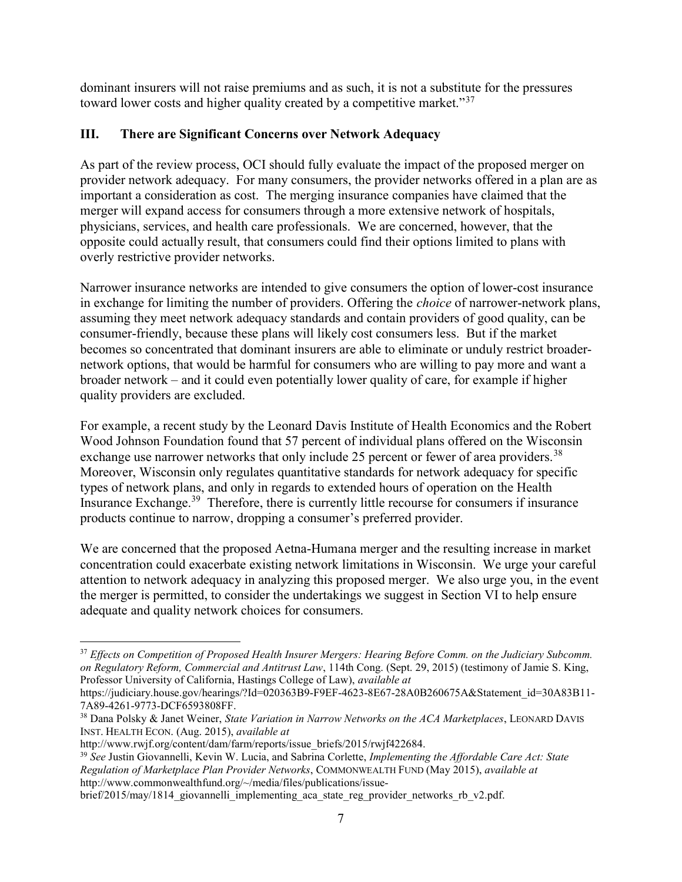dominant insurers will not raise premiums and as such, it is not a substitute for the pressures toward lower costs and higher quality created by a competitive market."[37]

## III. There are Significant Concerns over Network Adequacy

As part of the review process, OCI should fully evaluate the impact of the proposed merger on provider network adequacy. For many consumers, the provider networks offered in a plan are as important a consideration as cost. The merging insurance companies have claimed that the merger will expand access for consumers through a more extensive network of hospitals, physicians, services, and health care professionals. We are concerned, however, that the opposite could actually result, that consumers could find their options limited to plans with overly restrictive provider networks.

Narrower insurance networks are intended to give consumers the option of lower-cost insurance in exchange for limiting the number of providers. Offering the *choice* of narrower-network plans, assuming they meet network adequacy standards and contain providers of good quality, can be consumer-friendly, because these plans will likely cost consumers less. But if the market becomes so concentrated that dominant insurers are able to eliminate or unduly restrict broader-network options, that would be harmful for consumers who are willing to pay more and want a broader network – and it could even potentially lower quality of care, for example if higher quality providers are excluded.

For example, a recent study by the Leonard Davis Institute of Health Economics and the Robert Wood Johnson Foundation found that 57 percent of individual plans offered on the Wisconsin exchange use narrower networks that only include 25 percent or fewer of area providers.[38] Moreover, Wisconsin only regulates quantitative standards for network adequacy for specific types of network plans, and only in regards to extended hours of operation on the Health Insurance Exchange.[39] Therefore, there is currently little recourse for consumers if insurance products continue to narrow, dropping a consumer's preferred provider.

We are concerned that the proposed Aetna-Humana merger and the resulting increase in market concentration could exacerbate existing network limitations in Wisconsin. We urge your careful attention to network adequacy in analyzing this proposed merger. We also urge you, in the event the merger is permitted, to consider the undertakings we suggest in Section VI to help ensure adequate and quality network choices for consumers.

---

[37] *Effects on Competition of Proposed Health Insurer Mergers: Hearing Before Comm. on the Judiciary Subcomm. on Regulatory Reform, Commercial and Antitrust Law*, 114th Cong. (Sept. 29, 2015) (testimony of Jamie S. King, Professor University of California, Hastings College of Law), *available at* https://judiciary.house.gov/hearings/?Id=020363B9-F9EF-4623-8E67-28A0B260675A&Statement_id=30A83B11-7A89-4261-9773-DCF6593808FF.

[38] Dana Polsky & Janet Weiner, *State Variation in Narrow Networks on the ACA Marketplaces*, LEONARD DAVIS INST. HEALTH ECON. (Aug. 2015), *available at* http://www.rwjf.org/content/dam/farm/reports/issue_briefs/2015/rwjf422684.

[39] *See* Justin Giovannelli, Kevin W. Lucia, and Sabrina Corlette, *Implementing the Affordable Care Act: State Regulation of Marketplace Plan Provider Networks*, COMMONWEALTH FUND (May 2015), *available at* http://www.commonwealthfund.org/~/media/files/publications/issue-brief/2015/may/1814_giovannelli_implementing_aca_state_reg_provider_networks_rb_v2.pdf.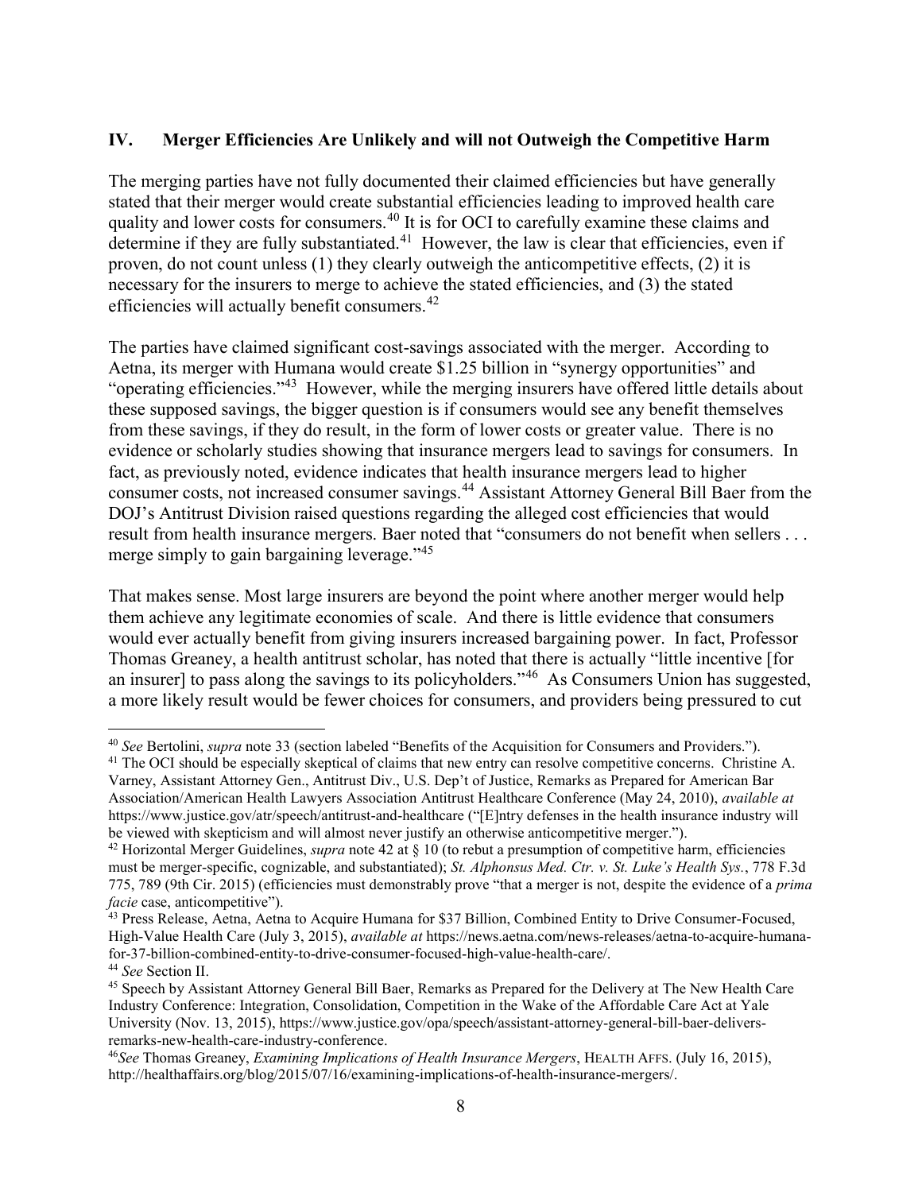## IV. Merger Efficiencies Are Unlikely and will not Outweigh the Competitive Harm

The merging parties have not fully documented their claimed efficiencies but have generally stated that their merger would create substantial efficiencies leading to improved health care quality and lower costs for consumers.[40] It is for OCI to carefully examine these claims and determine if they are fully substantiated.[41] However, the law is clear that efficiencies, even if proven, do not count unless (1) they clearly outweigh the anticompetitive effects, (2) it is necessary for the insurers to merge to achieve the stated efficiencies, and (3) the stated efficiencies will actually benefit consumers.[42]

The parties have claimed significant cost-savings associated with the merger. According to Aetna, its merger with Humana would create $1.25 billion in "synergy opportunities" and "operating efficiencies."[43] However, while the merging insurers have offered little details about these supposed savings, the bigger question is if consumers would see any benefit themselves from these savings, if they do result, in the form of lower costs or greater value. There is no evidence or scholarly studies showing that insurance mergers lead to savings for consumers. In fact, as previously noted, evidence indicates that health insurance mergers lead to higher consumer costs, not increased consumer savings.[44] Assistant Attorney General Bill Baer from the DOJ's Antitrust Division raised questions regarding the alleged cost efficiencies that would result from health insurance mergers. Baer noted that "consumers do not benefit when sellers . . . merge simply to gain bargaining leverage."[45]

That makes sense. Most large insurers are beyond the point where another merger would help them achieve any legitimate economies of scale. And there is little evidence that consumers would ever actually benefit from giving insurers increased bargaining power. In fact, Professor Thomas Greaney, a health antitrust scholar, has noted that there is actually "little incentive [for an insurer] to pass along the savings to its policyholders."[46] As Consumers Union has suggested, a more likely result would be fewer choices for consumers, and providers being pressured to cut

---

[40] *See* Bertolini, *supra* note 33 (section labeled "Benefits of the Acquisition for Consumers and Providers.").

[41] The OCI should be especially skeptical of claims that new entry can resolve competitive concerns. Christine A. Varney, Assistant Attorney Gen., Antitrust Div., U.S. Dep't of Justice, Remarks as Prepared for American Bar Association/American Health Lawyers Association Antitrust Healthcare Conference (May 24, 2010), *available at* https://www.justice.gov/atr/speech/antitrust-and-healthcare ("[E]ntry defenses in the health insurance industry will be viewed with skepticism and will almost never justify an otherwise anticompetitive merger.").

[42] Horizontal Merger Guidelines, *supra* note 42 at § 10 (to rebut a presumption of competitive harm, efficiencies must be merger-specific, cognizable, and substantiated); *St. Alphonsus Med. Ctr. v. St. Luke's Health Sys.*, 778 F.3d 775, 789 (9th Cir. 2015) (efficiencies must demonstrably prove "that a merger is not, despite the evidence of a *prima facie* case, anticompetitive").

[43] Press Release, Aetna, Aetna to Acquire Humana for $37 Billion, Combined Entity to Drive Consumer-Focused, High-Value Health Care (July 3, 2015), *available at* https://news.aetna.com/news-releases/aetna-to-acquire-humana-for-37-billion-combined-entity-to-drive-consumer-focused-high-value-health-care/.

[44] *See* Section II.

[45] Speech by Assistant Attorney General Bill Baer, Remarks as Prepared for the Delivery at The New Health Care Industry Conference: Integration, Consolidation, Competition in the Wake of the Affordable Care Act at Yale University (Nov. 13, 2015), https://www.justice.gov/opa/speech/assistant-attorney-general-bill-baer-delivers-remarks-new-health-care-industry-conference.

[46] *See* Thomas Greaney, *Examining Implications of Health Insurance Mergers*, HEALTH AFFS. (July 16, 2015), http://healthaffairs.org/blog/2015/07/16/examining-implications-of-health-insurance-mergers/.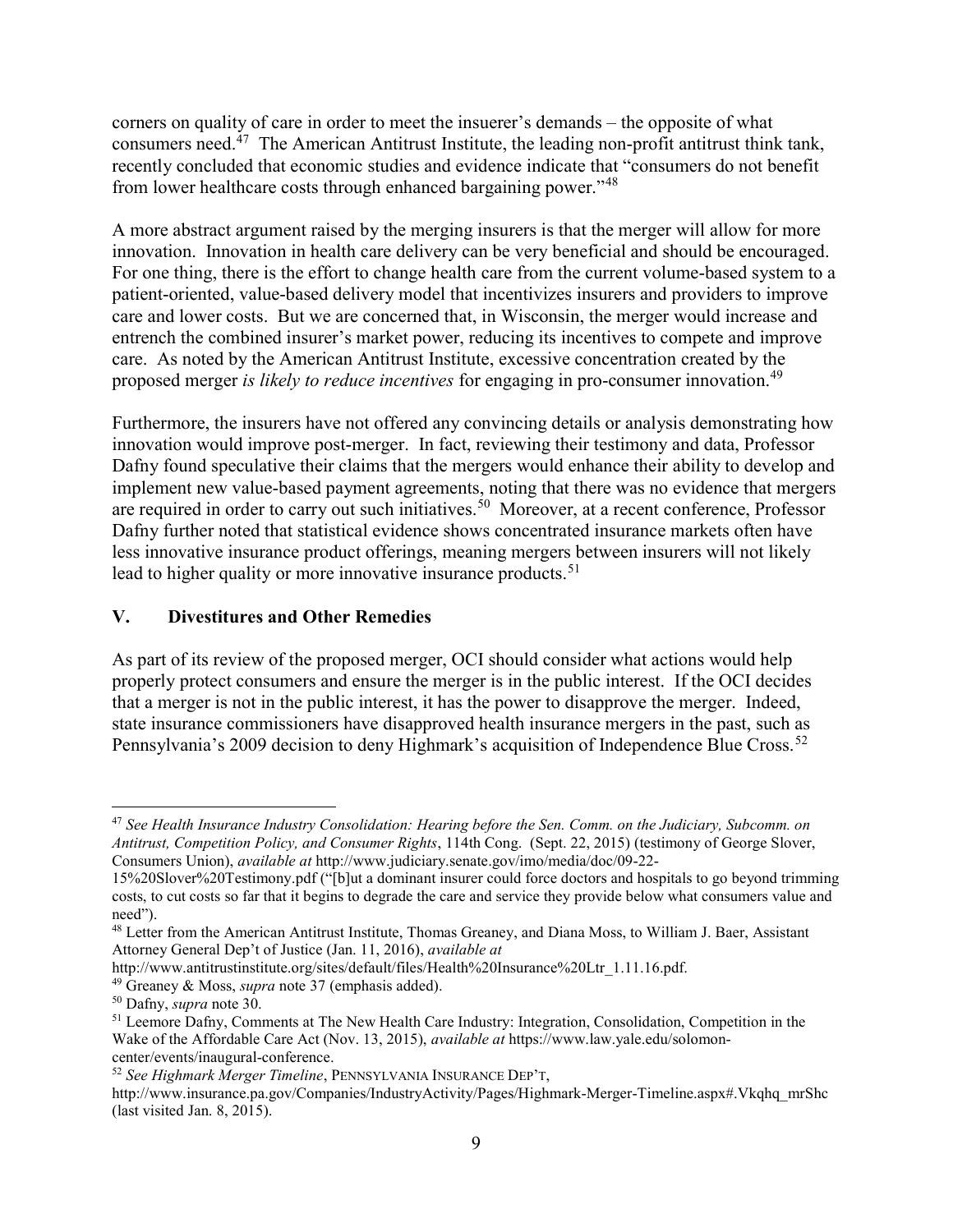corners on quality of care in order to meet the insuerer's demands – the opposite of what consumers need.[47] The American Antitrust Institute, the leading non-profit antitrust think tank, recently concluded that economic studies and evidence indicate that "consumers do not benefit from lower healthcare costs through enhanced bargaining power."[48]

A more abstract argument raised by the merging insurers is that the merger will allow for more innovation. Innovation in health care delivery can be very beneficial and should be encouraged. For one thing, there is the effort to change health care from the current volume-based system to a patient-oriented, value-based delivery model that incentivizes insurers and providers to improve care and lower costs. But we are concerned that, in Wisconsin, the merger would increase and entrench the combined insurer's market power, reducing its incentives to compete and improve care. As noted by the American Antitrust Institute, excessive concentration created by the proposed merger *is likely to reduce incentives* for engaging in pro-consumer innovation.[49]

Furthermore, the insurers have not offered any convincing details or analysis demonstrating how innovation would improve post-merger. In fact, reviewing their testimony and data, Professor Dafny found speculative their claims that the mergers would enhance their ability to develop and implement new value-based payment agreements, noting that there was no evidence that mergers are required in order to carry out such initiatives.[50] Moreover, at a recent conference, Professor Dafny further noted that statistical evidence shows concentrated insurance markets often have less innovative insurance product offerings, meaning mergers between insurers will not likely lead to higher quality or more innovative insurance products.[51]

## V. Divestitures and Other Remedies

As part of its review of the proposed merger, OCI should consider what actions would help properly protect consumers and ensure the merger is in the public interest. If the OCI decides that a merger is not in the public interest, it has the power to disapprove the merger. Indeed, state insurance commissioners have disapproved health insurance mergers in the past, such as Pennsylvania's 2009 decision to deny Highmark's acquisition of Independence Blue Cross.[52]

---

[47] *See Health Insurance Industry Consolidation: Hearing before the Sen. Comm. on the Judiciary, Subcomm. on Antitrust, Competition Policy, and Consumer Rights*, 114th Cong. (Sept. 22, 2015) (testimony of George Slover, Consumers Union), *available at* http://www.judiciary.senate.gov/imo/media/doc/09-22-15%20Slover%20Testimony.pdf ("[b]ut a dominant insurer could force doctors and hospitals to go beyond trimming costs, to cut costs so far that it begins to degrade the care and service they provide below what consumers value and need").

[48] Letter from the American Antitrust Institute, Thomas Greaney, and Diana Moss, to William J. Baer, Assistant Attorney General Dep't of Justice (Jan. 11, 2016), *available at* http://www.antitrustinstitute.org/sites/default/files/Health%20Insurance%20Ltr_1.11.16.pdf.

[49] Greaney & Moss, *supra* note 37 (emphasis added).

[50] Dafny, *supra* note 30.

[51] Leemore Dafny, Comments at The New Health Care Industry: Integration, Consolidation, Competition in the Wake of the Affordable Care Act (Nov. 13, 2015), *available at* https://www.law.yale.edu/solomon-center/events/inaugural-conference.

[52] *See Highmark Merger Timeline*, PENNSYLVANIA INSURANCE DEP'T, http://www.insurance.pa.gov/Companies/IndustryActivity/Pages/Highmark-Merger-Timeline.aspx#.Vkqhq_mrShc (last visited Jan. 8, 2015).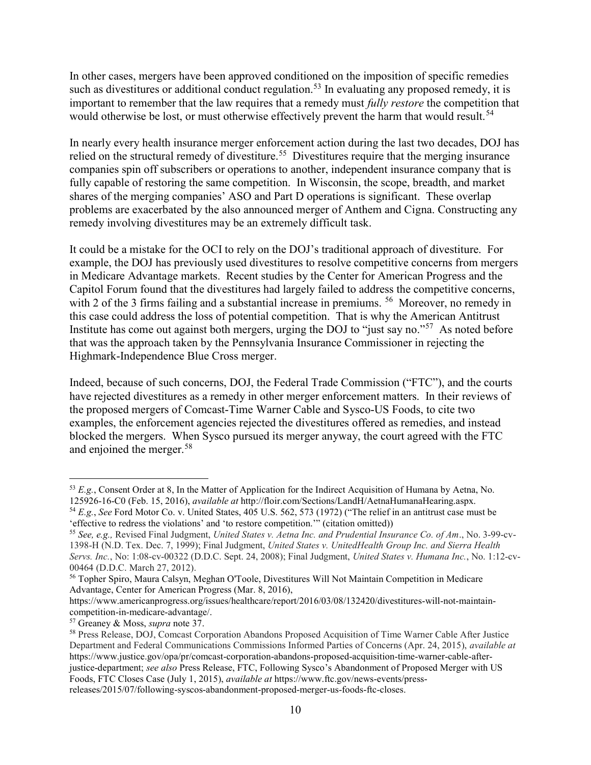In other cases, mergers have been approved conditioned on the imposition of specific remedies such as divestitures or additional conduct regulation.[53] In evaluating any proposed remedy, it is important to remember that the law requires that a remedy must *fully restore* the competition that would otherwise be lost, or must otherwise effectively prevent the harm that would result.[54]

In nearly every health insurance merger enforcement action during the last two decades, DOJ has relied on the structural remedy of divestiture.[55] Divestitures require that the merging insurance companies spin off subscribers or operations to another, independent insurance company that is fully capable of restoring the same competition. In Wisconsin, the scope, breadth, and market shares of the merging companies' ASO and Part D operations is significant. These overlap problems are exacerbated by the also announced merger of Anthem and Cigna. Constructing any remedy involving divestitures may be an extremely difficult task.

It could be a mistake for the OCI to rely on the DOJ's traditional approach of divestiture. For example, the DOJ has previously used divestitures to resolve competitive concerns from mergers in Medicare Advantage markets. Recent studies by the Center for American Progress and the Capitol Forum found that the divestitures had largely failed to address the competitive concerns, with 2 of the 3 firms failing and a substantial increase in premiums.[56] Moreover, no remedy in this case could address the loss of potential competition. That is why the American Antitrust Institute has come out against both mergers, urging the DOJ to "just say no."[57] As noted before that was the approach taken by the Pennsylvania Insurance Commissioner in rejecting the Highmark-Independence Blue Cross merger.

Indeed, because of such concerns, DOJ, the Federal Trade Commission ("FTC"), and the courts have rejected divestitures as a remedy in other merger enforcement matters. In their reviews of the proposed mergers of Comcast-Time Warner Cable and Sysco-US Foods, to cite two examples, the enforcement agencies rejected the divestitures offered as remedies, and instead blocked the mergers. When Sysco pursued its merger anyway, the court agreed with the FTC and enjoined the merger.[58]

---

[53] *E.g.*, Consent Order at 8, In the Matter of Application for the Indirect Acquisition of Humana by Aetna, No. 125926-16-C0 (Feb. 15, 2016), *available at* http://floir.com/Sections/LandH/AetnaHumanaHearing.aspx.

[54] *E.g.*, *See* Ford Motor Co. v. United States, 405 U.S. 562, 573 (1972) ("The relief in an antitrust case must be 'effective to redress the violations' and 'to restore competition.'" (citation omitted))

[55] *See, e.g.,* Revised Final Judgment, *United States v. Aetna Inc. and Prudential Insurance Co. of Am*., No. 3-99-cv-1398-H (N.D. Tex. Dec. 7, 1999); Final Judgment, *United States v. UnitedHealth Group Inc. and Sierra Health Servs. Inc.*, No: 1:08-cv-00322 (D.D.C. Sept. 24, 2008); Final Judgment, *United States v. Humana Inc.*, No. 1:12-cv-00464 (D.D.C. March 27, 2012).

[56] Topher Spiro, Maura Calsyn, Meghan O'Toole, Divestitures Will Not Maintain Competition in Medicare Advantage, Center for American Progress (Mar. 8, 2016), https://www.americanprogress.org/issues/healthcare/report/2016/03/08/132420/divestitures-will-not-maintain-competition-in-medicare-advantage/.

[57] Greaney & Moss, *supra* note 37.

[58] Press Release, DOJ, Comcast Corporation Abandons Proposed Acquisition of Time Warner Cable After Justice Department and Federal Communications Commissions Informed Parties of Concerns (Apr. 24, 2015), *available at* https://www.justice.gov/opa/pr/comcast-corporation-abandons-proposed-acquisition-time-warner-cable-after-justice-department; *see also* Press Release, FTC, Following Sysco's Abandonment of Proposed Merger with US Foods, FTC Closes Case (July 1, 2015), *available at* https://www.ftc.gov/news-events/press-releases/2015/07/following-syscos-abandonment-proposed-merger-us-foods-ftc-closes.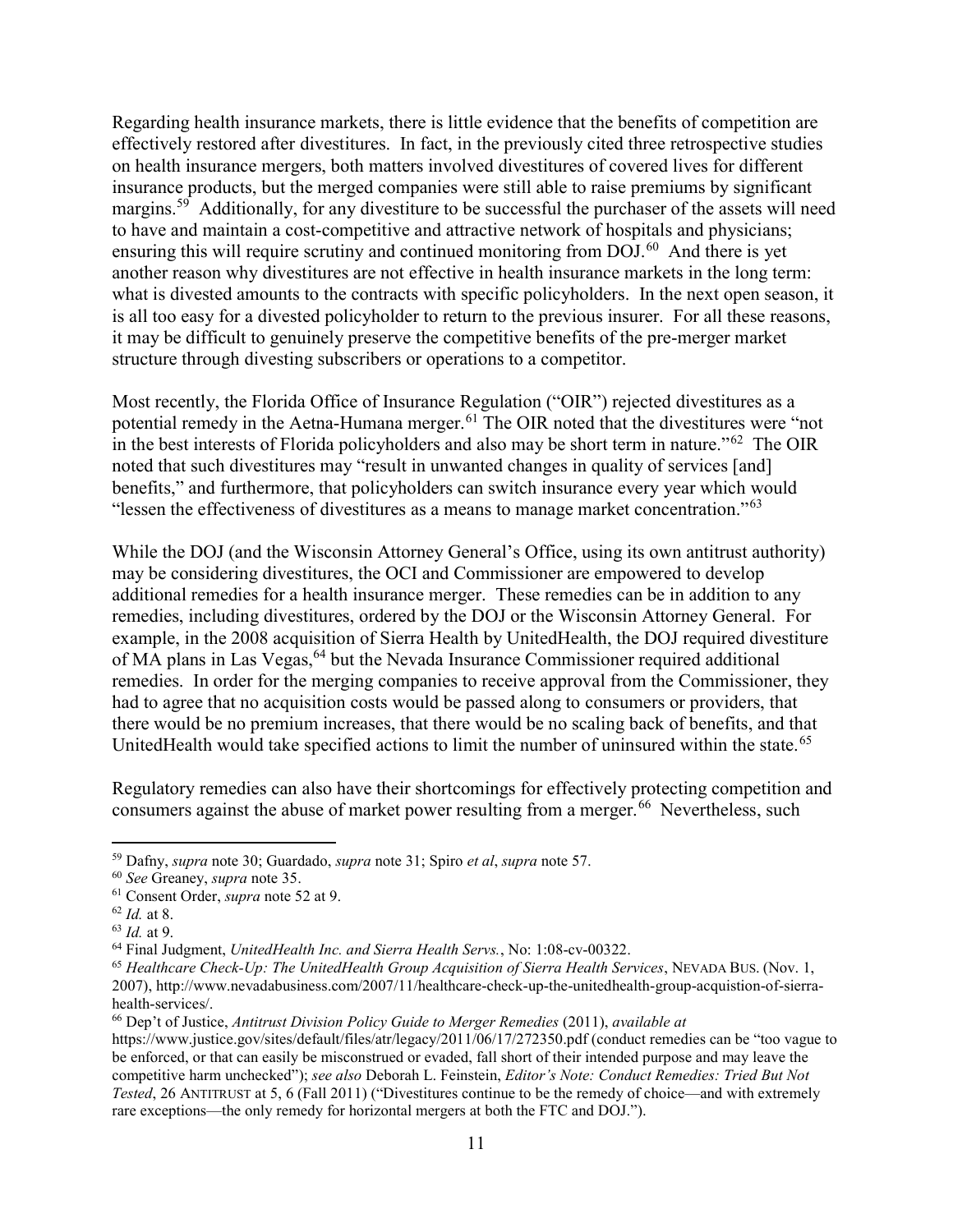Regarding health insurance markets, there is little evidence that the benefits of competition are effectively restored after divestitures. In fact, in the previously cited three retrospective studies on health insurance mergers, both matters involved divestitures of covered lives for different insurance products, but the merged companies were still able to raise premiums by significant margins.[59] Additionally, for any divestiture to be successful the purchaser of the assets will need to have and maintain a cost-competitive and attractive network of hospitals and physicians; ensuring this will require scrutiny and continued monitoring from DOJ.[60] And there is yet another reason why divestitures are not effective in health insurance markets in the long term: what is divested amounts to the contracts with specific policyholders. In the next open season, it is all too easy for a divested policyholder to return to the previous insurer. For all these reasons, it may be difficult to genuinely preserve the competitive benefits of the pre-merger market structure through divesting subscribers or operations to a competitor.

Most recently, the Florida Office of Insurance Regulation ("OIR") rejected divestitures as a potential remedy in the Aetna-Humana merger.[61] The OIR noted that the divestitures were "not in the best interests of Florida policyholders and also may be short term in nature."[62] The OIR noted that such divestitures may "result in unwanted changes in quality of services [and] benefits," and furthermore, that policyholders can switch insurance every year which would "lessen the effectiveness of divestitures as a means to manage market concentration."[63]

While the DOJ (and the Wisconsin Attorney General's Office, using its own antitrust authority) may be considering divestitures, the OCI and Commissioner are empowered to develop additional remedies for a health insurance merger. These remedies can be in addition to any remedies, including divestitures, ordered by the DOJ or the Wisconsin Attorney General. For example, in the 2008 acquisition of Sierra Health by UnitedHealth, the DOJ required divestiture of MA plans in Las Vegas,[64] but the Nevada Insurance Commissioner required additional remedies. In order for the merging companies to receive approval from the Commissioner, they had to agree that no acquisition costs would be passed along to consumers or providers, that there would be no premium increases, that there would be no scaling back of benefits, and that UnitedHealth would take specified actions to limit the number of uninsured within the state.[65]

Regulatory remedies can also have their shortcomings for effectively protecting competition and consumers against the abuse of market power resulting from a merger.[66] Nevertheless, such

---

[59] Dafny, *supra* note 30; Guardado, *supra* note 31; Spiro *et al*, *supra* note 57.

[60] *See* Greaney, *supra* note 35.

[61] Consent Order, *supra* note 52 at 9.

[62] *Id.* at 8.

[63] *Id.* at 9.

[64] Final Judgment, *UnitedHealth Inc. and Sierra Health Servs.*, No: 1:08-cv-00322.

[65] *Healthcare Check-Up: The UnitedHealth Group Acquisition of Sierra Health Services*, NEVADA BUS. (Nov. 1, 2007), http://www.nevadabusiness.com/2007/11/healthcare-check-up-the-unitedhealth-group-acquistion-of-sierra-health-services/.

[66] Dep't of Justice, *Antitrust Division Policy Guide to Merger Remedies* (2011), *available at* https://www.justice.gov/sites/default/files/atr/legacy/2011/06/17/272350.pdf (conduct remedies can be "too vague to be enforced, or that can easily be misconstrued or evaded, fall short of their intended purpose and may leave the competitive harm unchecked"); *see also* Deborah L. Feinstein, *Editor's Note: Conduct Remedies: Tried But Not Tested*, 26 ANTITRUST at 5, 6 (Fall 2011) ("Divestitures continue to be the remedy of choice—and with extremely rare exceptions—the only remedy for horizontal mergers at both the FTC and DOJ.").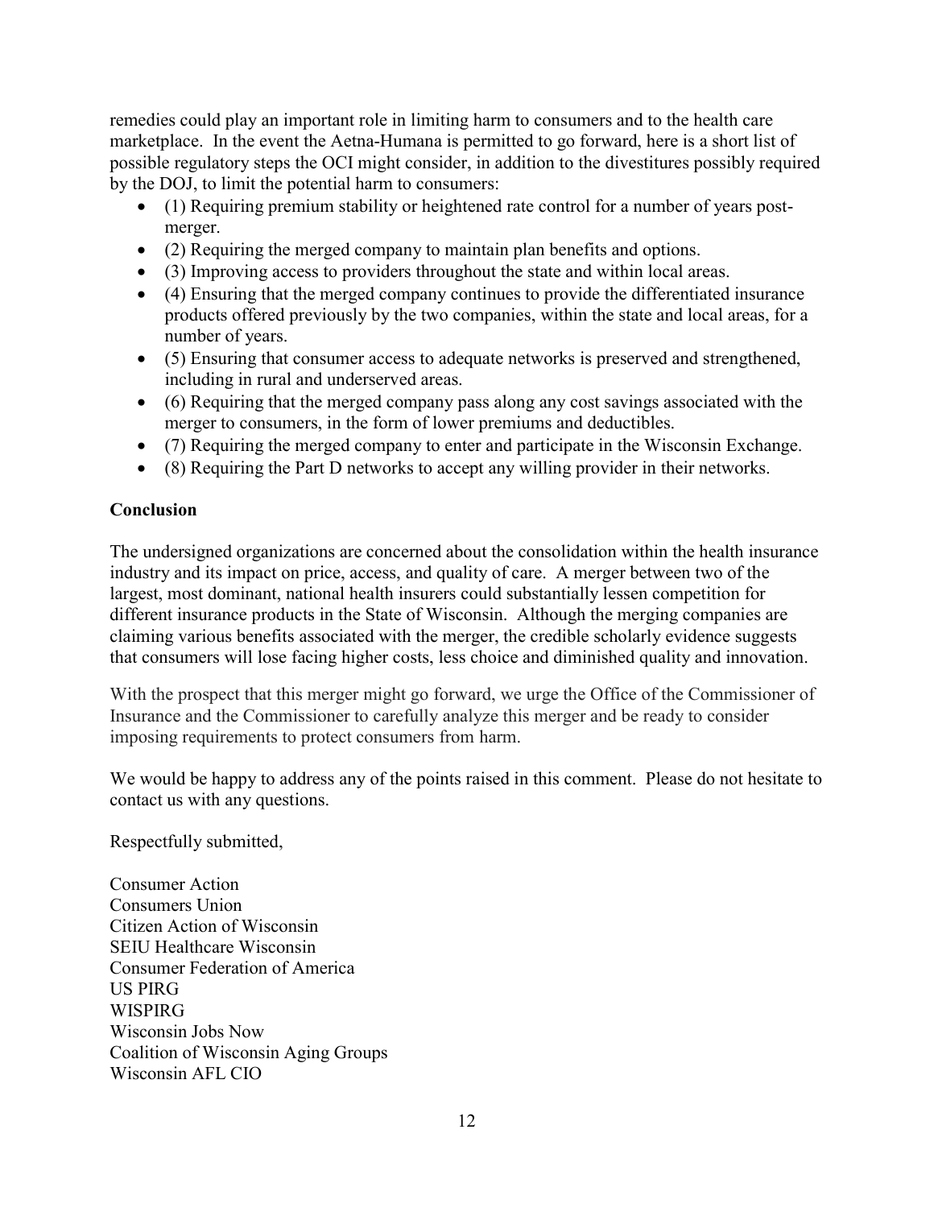remedies could play an important role in limiting harm to consumers and to the health care marketplace. In the event the Aetna-Humana is permitted to go forward, here is a short list of possible regulatory steps the OCI might consider, in addition to the divestitures possibly required by the DOJ, to limit the potential harm to consumers:

- (1) Requiring premium stability or heightened rate control for a number of years post-merger.
- (2) Requiring the merged company to maintain plan benefits and options.
- (3) Improving access to providers throughout the state and within local areas.
- (4) Ensuring that the merged company continues to provide the differentiated insurance products offered previously by the two companies, within the state and local areas, for a number of years.
- (5) Ensuring that consumer access to adequate networks is preserved and strengthened, including in rural and underserved areas.
- (6) Requiring that the merged company pass along any cost savings associated with the merger to consumers, in the form of lower premiums and deductibles.
- (7) Requiring the merged company to enter and participate in the Wisconsin Exchange.
- (8) Requiring the Part D networks to accept any willing provider in their networks.

**Conclusion**

The undersigned organizations are concerned about the consolidation within the health insurance industry and its impact on price, access, and quality of care. A merger between two of the largest, most dominant, national health insurers could substantially lessen competition for different insurance products in the State of Wisconsin. Although the merging companies are claiming various benefits associated with the merger, the credible scholarly evidence suggests that consumers will lose facing higher costs, less choice and diminished quality and innovation.

With the prospect that this merger might go forward, we urge the Office of the Commissioner of Insurance and the Commissioner to carefully analyze this merger and be ready to consider imposing requirements to protect consumers from harm.

We would be happy to address any of the points raised in this comment. Please do not hesitate to contact us with any questions.

Respectfully submitted,

Consumer Action
Consumers Union
Citizen Action of Wisconsin
SEIU Healthcare Wisconsin
Consumer Federation of America
US PIRG
WISPIRG
Wisconsin Jobs Now
Coalition of Wisconsin Aging Groups
Wisconsin AFL CIO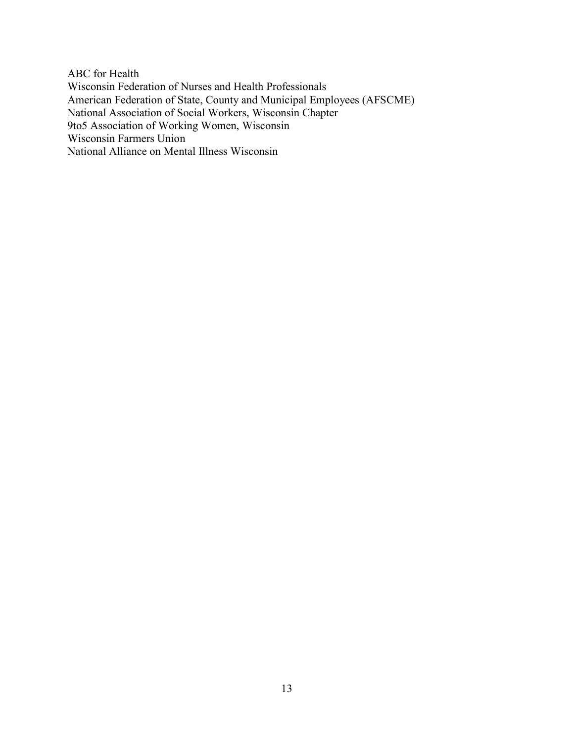ABC for Health
Wisconsin Federation of Nurses and Health Professionals
American Federation of State, County and Municipal Employees (AFSCME)
National Association of Social Workers, Wisconsin Chapter
9to5 Association of Working Women, Wisconsin
Wisconsin Farmers Union
National Alliance on Mental Illness Wisconsin